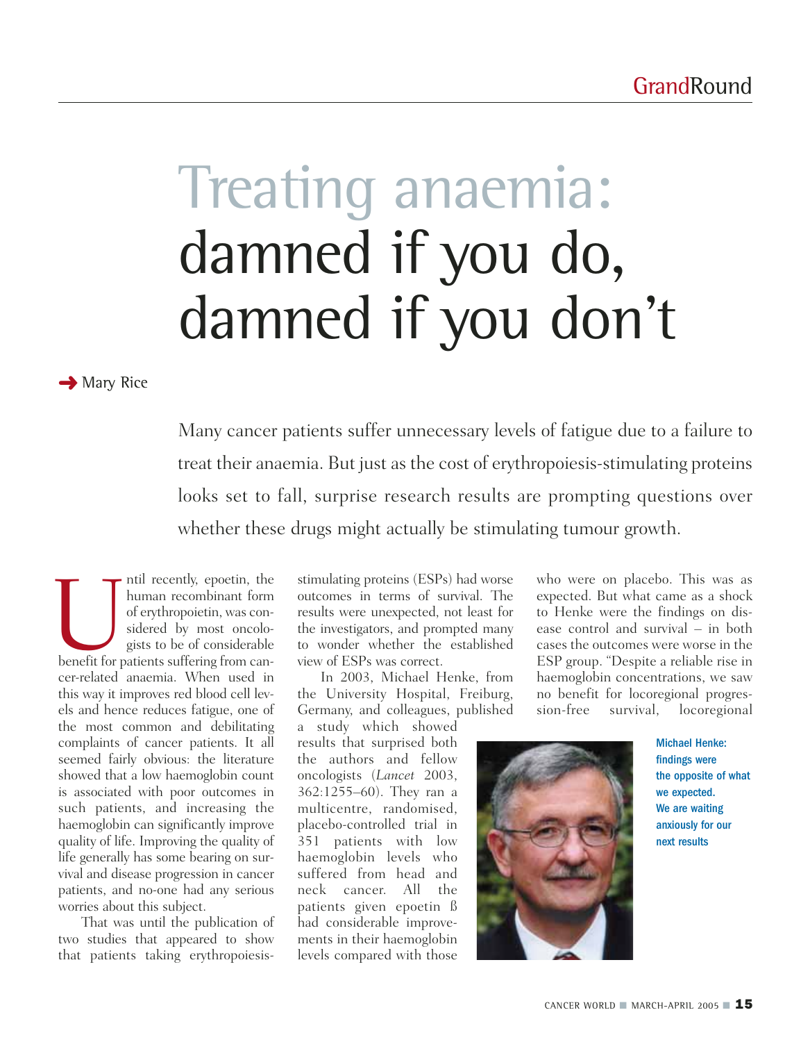# Treating anaemia: damned if you do, damned if you don't

Mary Rice

Many cancer patients suffer unnecessary levels of fatigue due to a failure to treat their anaemia. But just as the cost of erythropoiesis-stimulating proteins looks set to fall, surprise research results are prompting questions over whether these drugs might actually be stimulating tumour growth.

Until recently, epoetin, the human recombinant form of erythropoietin, was considered by most oncologists to be of considerable benefit for patients suffering from cancer-related anaemia. When used in this way it improves red blood cell levels and hence reduces fatigue, one of the most common and debilitating complaints of cancer patients. It all seemed fairly obvious: the literature showed that a low haemoglobin count is associated with poor outcomes in such patients, and increasing the haemoglobin can significantly improve quality of life. Improving the quality of life generally has some bearing on survival and disease progression in cancer patients, and no-one had any serious worries about this subject.

That was until the publication of two studies that appeared to show that patients taking erythropoiesis-stimulating proteins (ESPs) had worse outcomes in terms of survival. The results were unexpected, not least for the investigators, and prompted many to wonder whether the established view of ESPs was correct.

In 2003, Michael Henke, from the University Hospital, Freiburg, Germany, and colleagues, published a study which showed results that surprised both the authors and fellow oncologists (*Lancet* 2003, 362:1255–60). They ran a multicentre, randomised, placebo-controlled trial in 351 patients with low haemoglobin levels who suffered from head and neck cancer. All the patients given epoetin ß had considerable improvements in their haemoglobin levels compared with those who were on placebo. This was as expected. But what came as a shock to Henke were the findings on disease control and survival – in both cases the outcomes were worse in the ESP group. "Despite a reliable rise in haemoglobin concentrations, we saw no benefit for locoregional progression-free survival, locoregional

**Michael Henke: findings were the opposite of what we expected. We are waiting anxiously for our next results**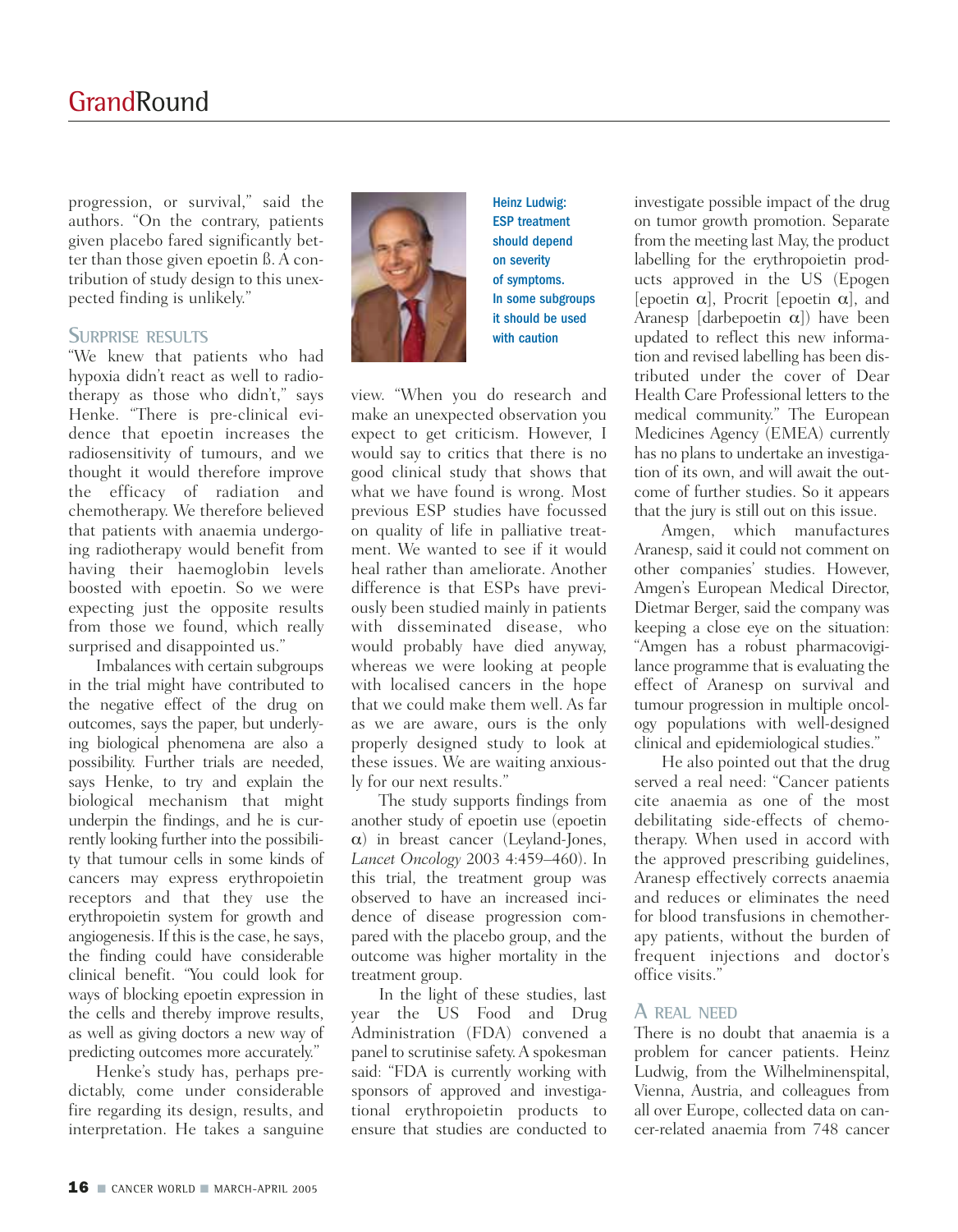progression, or survival," said the authors. "On the contrary, patients given placebo fared significantly better than those given epoetin ß. A contribution of study design to this unexpected finding is unlikely."

## Surprise results

"We knew that patients who had hypoxia didn't react as well to radiotherapy as those who didn't," says Henke. "There is pre-clinical evidence that epoetin increases the radiosensitivity of tumours, and we thought it would therefore improve the efficacy of radiation and chemotherapy. We therefore believed that patients with anaemia undergoing radiotherapy would benefit from having their haemoglobin levels boosted with epoetin. So we were expecting just the opposite results from those we found, which really surprised and disappointed us."

Imbalances with certain subgroups in the trial might have contributed to the negative effect of the drug on outcomes, says the paper, but underlying biological phenomena are also a possibility. Further trials are needed, says Henke, to try and explain the biological mechanism that might underpin the findings, and he is currently looking further into the possibility that tumour cells in some kinds of cancers may express erythropoietin receptors and that they use the erythropoietin system for growth and angiogenesis. If this is the case, he says, the finding could have considerable clinical benefit. "You could look for ways of blocking epoetin expression in the cells and thereby improve results, as well as giving doctors a new way of predicting outcomes more accurately."

Henke's study has, perhaps predictably, come under considerable fire regarding its design, results, and interpretation. He takes a sanguine view. "When you do research and make an unexpected observation you expect to get criticism. However, I would say to critics that there is no good clinical study that shows that what we have found is wrong. Most previous ESP studies have focussed on quality of life in palliative treatment. We wanted to see if it would heal rather than ameliorate. Another difference is that ESPs have previously been studied mainly in patients with disseminated disease, who would probably have died anyway, whereas we were looking at people with localised cancers in the hope that we could make them well. As far as we are aware, ours is the only properly designed study to look at these issues. We are waiting anxiously for our next results."

**Heinz Ludwig: ESP treatment should depend on severity of symptoms. In some subgroups it should be used with caution**

The study supports findings from another study of epoetin use (epoetin α) in breast cancer (Leyland-Jones, *Lancet Oncology* 2003 4:459–460). In this trial, the treatment group was observed to have an increased incidence of disease progression compared with the placebo group, and the outcome was higher mortality in the treatment group.

In the light of these studies, last year the US Food and Drug Administration (FDA) convened a panel to scrutinise safety. A spokesman said: "FDA is currently working with sponsors of approved and investigational erythropoietin products to ensure that studies are conducted to investigate possible impact of the drug on tumor growth promotion. Separate from the meeting last May, the product labelling for the erythropoietin products approved in the US (Epogen [epoetin α], Procrit [epoetin α], and Aranesp [darbepoetin α]) have been updated to reflect this new information and revised labelling has been distributed under the cover of Dear Health Care Professional letters to the medical community." The European Medicines Agency (EMEA) currently has no plans to undertake an investigation of its own, and will await the outcome of further studies. So it appears that the jury is still out on this issue.

Amgen, which manufactures Aranesp, said it could not comment on other companies' studies. However, Amgen's European Medical Director, Dietmar Berger, said the company was keeping a close eye on the situation: "Amgen has a robust pharmacovigilance programme that is evaluating the effect of Aranesp on survival and tumour progression in multiple oncology populations with well-designed clinical and epidemiological studies."

He also pointed out that the drug served a real need: "Cancer patients cite anaemia as one of the most debilitating side-effects of chemotherapy. When used in accord with the approved prescribing guidelines, Aranesp effectively corrects anaemia and reduces or eliminates the need for blood transfusions in chemotherapy patients, without the burden of frequent injections and doctor's office visits."

## A real need

There is no doubt that anaemia is a problem for cancer patients. Heinz Ludwig, from the Wilhelminenspital, Vienna, Austria, and colleagues from all over Europe, collected data on cancer-related anaemia from 748 cancer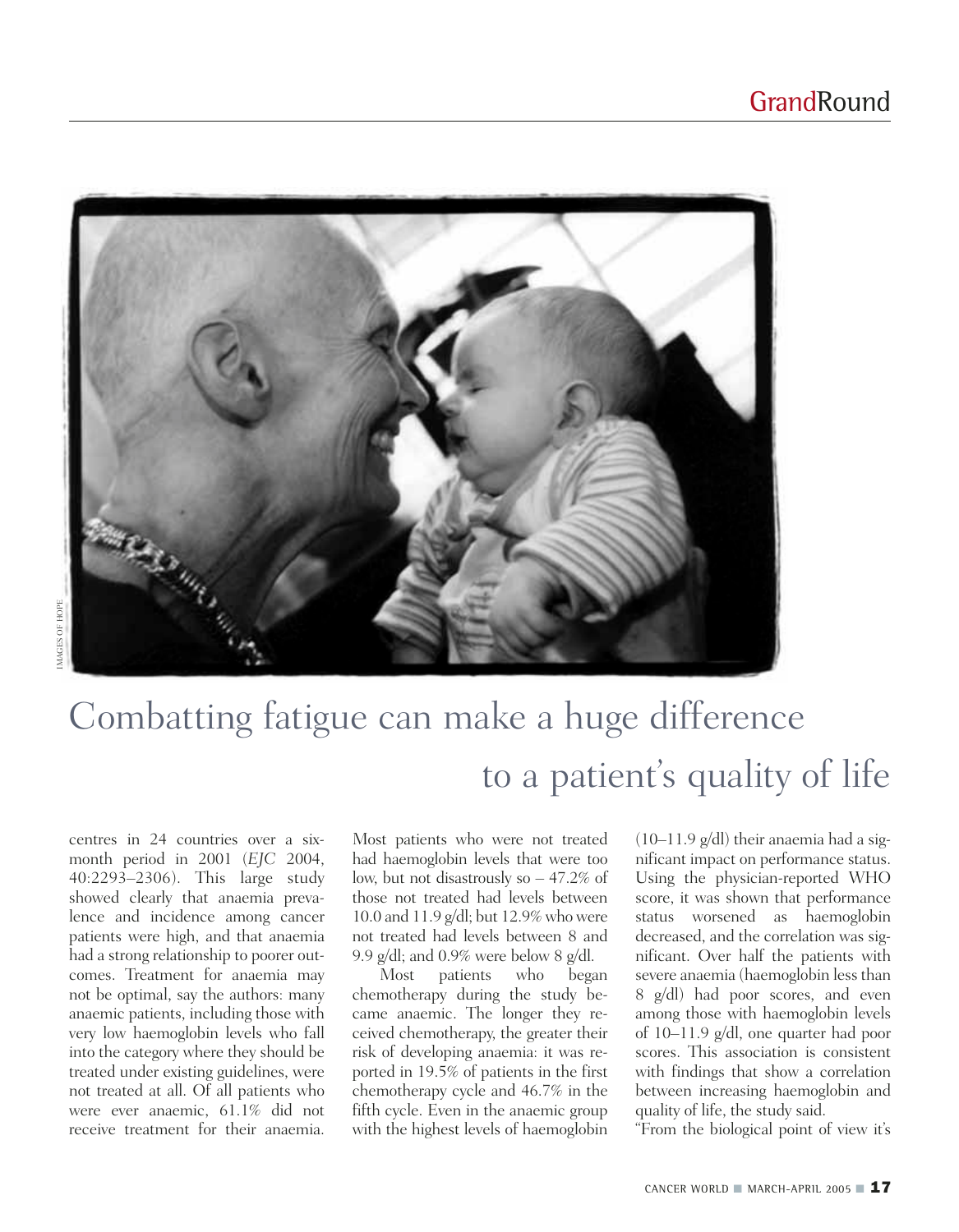# Combatting fatigue can make a huge difference to a patient's quality of life

centres in 24 countries over a six-month period in 2001 (*EJC* 2004, 40:2293–2306). This large study showed clearly that anaemia prevalence and incidence among cancer patients were high, and that anaemia had a strong relationship to poorer outcomes. Treatment for anaemia may not be optimal, say the authors: many anaemic patients, including those with very low haemoglobin levels who fall into the category where they should be treated under existing guidelines, were not treated at all. Of all patients who were ever anaemic, 61.1% did not receive treatment for their anaemia. Most patients who were not treated had haemoglobin levels that were too low, but not disastrously so – 47.2% of those not treated had levels between 10.0 and 11.9 g/dl; but 12.9% who were not treated had levels between 8 and 9.9 g/dl; and 0.9% were below 8 g/dl.

Most patients who began chemotherapy during the study became anaemic. The longer they received chemotherapy, the greater their risk of developing anaemia: it was reported in 19.5% of patients in the first chemotherapy cycle and 46.7% in the fifth cycle. Even in the anaemic group with the highest levels of haemoglobin (10–11.9 g/dl) their anaemia had a significant impact on performance status. Using the physician-reported WHO score, it was shown that performance status worsened as haemoglobin decreased, and the correlation was significant. Over half the patients with severe anaemia (haemoglobin less than 8 g/dl) had poor scores, and even among those with haemoglobin levels of 10–11.9 g/dl, one quarter had poor scores. This association is consistent with findings that show a correlation between increasing haemoglobin and quality of life, the study said.

"From the biological point of view it's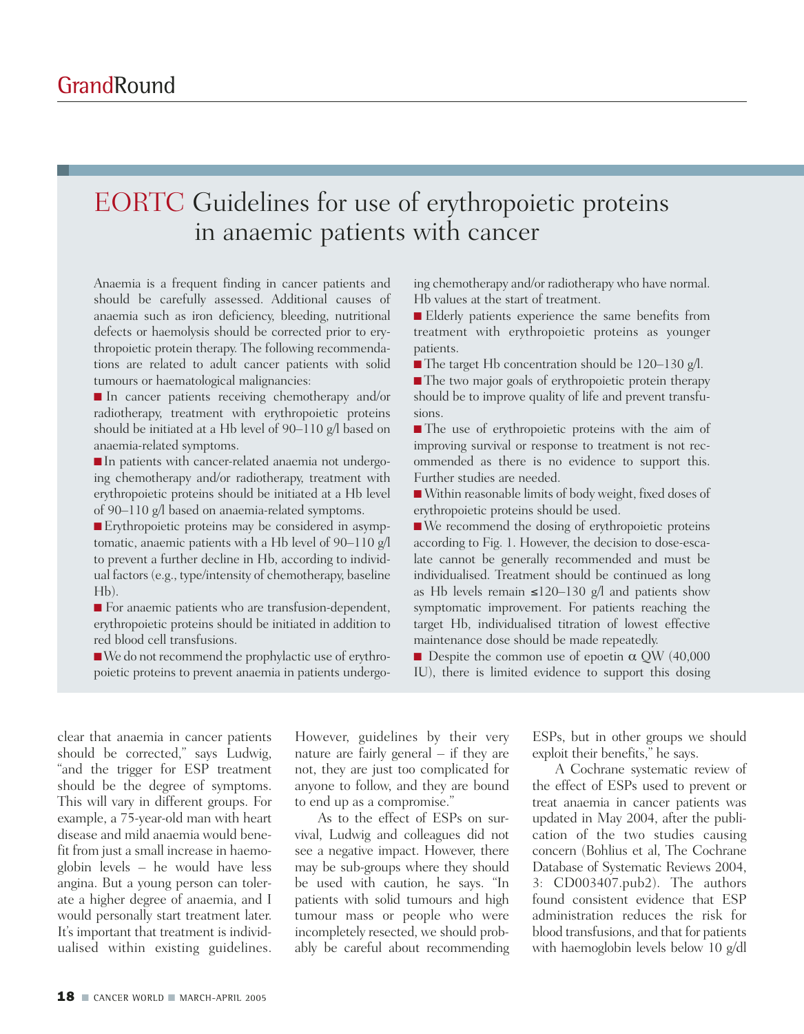# EORTC Guidelines for use of erythropoietic proteins in anaemic patients with cancer

Anaemia is a frequent finding in cancer patients and should be carefully assessed. Additional causes of anaemia such as iron deficiency, bleeding, nutritional defects or haemolysis should be corrected prior to erythropoietic protein therapy. The following recommendations are related to adult cancer patients with solid tumours or haematological malignancies:

- In cancer patients receiving chemotherapy and/or radiotherapy, treatment with erythropoietic proteins should be initiated at a Hb level of 90–110 g/l based on anaemia-related symptoms.
- In patients with cancer-related anaemia not undergoing chemotherapy and/or radiotherapy, treatment with erythropoietic proteins should be initiated at a Hb level of 90–110 g/l based on anaemia-related symptoms.
- Erythropoietic proteins may be considered in asymptomatic, anaemic patients with a Hb level of 90–110 g/l to prevent a further decline in Hb, according to individual factors (e.g., type/intensity of chemotherapy, baseline Hb).
- For anaemic patients who are transfusion-dependent, erythropoietic proteins should be initiated in addition to red blood cell transfusions.
- We do not recommend the prophylactic use of erythropoietic proteins to prevent anaemia in patients undergoing chemotherapy and/or radiotherapy who have normal Hb values at the start of treatment.
- Elderly patients experience the same benefits from treatment with erythropoietic proteins as younger patients.
- The target Hb concentration should be 120–130 g/l.
- The two major goals of erythropoietic protein therapy should be to improve quality of life and prevent transfusions.
- The use of erythropoietic proteins with the aim of improving survival or response to treatment is not recommended as there is no evidence to support this. Further studies are needed.
- Within reasonable limits of body weight, fixed doses of erythropoietic proteins should be used.
- We recommend the dosing of erythropoietic proteins according to Fig. 1. However, the decision to dose-escalate cannot be generally recommended and must be individualised. Treatment should be continued as long as Hb levels remain ≤120–130 g/l and patients show symptomatic improvement. For patients reaching the target Hb, individualised titration of lowest effective maintenance dose should be made repeatedly.
- Despite the common use of epoetin α QW (40,000 IU), there is limited evidence to support this dosing

clear that anaemia in cancer patients should be corrected," says Ludwig, "and the trigger for ESP treatment should be the degree of symptoms. This will vary in different groups. For example, a 75-year-old man with heart disease and mild anaemia would benefit from just a small increase in haemoglobin levels – he would have less angina. But a young person can tolerate a higher degree of anaemia, and I would personally start treatment later. It's important that treatment is individualised within existing guidelines. However, guidelines by their very nature are fairly general – if they are not, they are just too complicated for anyone to follow, and they are bound to end up as a compromise."

As to the effect of ESPs on survival, Ludwig and colleagues did not see a negative impact. However, there may be sub-groups where they should be used with caution, he says. "In patients with solid tumours and high tumour mass or people who were incompletely resected, we should probably be careful about recommending ESPs, but in other groups we should exploit their benefits," he says.

A Cochrane systematic review of the effect of ESPs used to prevent or treat anaemia in cancer patients was updated in May 2004, after the publication of the two studies causing concern (Bohlius et al, The Cochrane Database of Systematic Reviews 2004, 3: CD003407.pub2). The authors found consistent evidence that ESP administration reduces the risk for blood transfusions, and that for patients with haemoglobin levels below 10 g/dl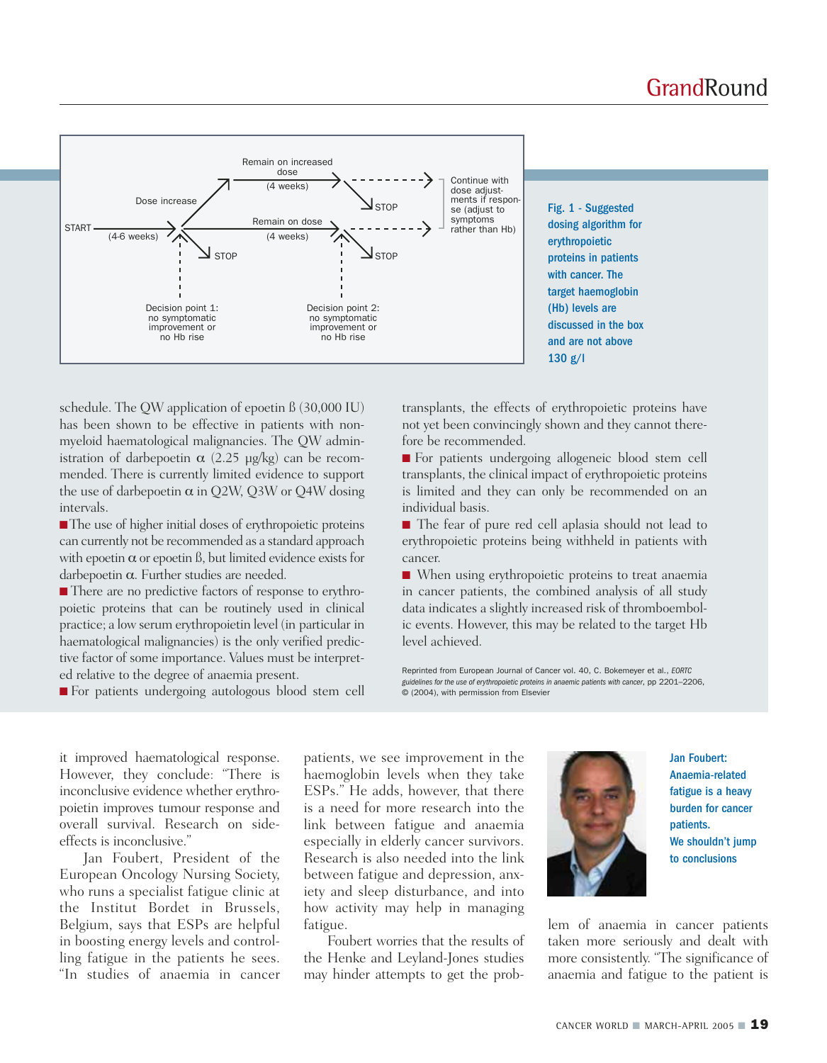Fig. 1 - Suggested dosing algorithm for erythropoietic proteins in patients with cancer. The target haemoglobin (Hb) levels are discussed in the box and are not above 130 g/l

schedule. The QW application of epoetin ß (30,000 IU) has been shown to be effective in patients with non-myeloid haematological malignancies. The QW administration of darbepoetin α (2.25 µg/kg) can be recommended. There is currently limited evidence to support the use of darbepoetin α in Q2W, Q3W or Q4W dosing intervals.

- The use of higher initial doses of erythropoietic proteins can currently not be recommended as a standard approach with epoetin α or epoetin ß, but limited evidence exists for darbepoetin α. Further studies are needed.
- There are no predictive factors of response to erythropoietic proteins that can be routinely used in clinical practice; a low serum erythropoietin level (in particular in haematological malignancies) is the only verified predictive factor of some importance. Values must be interpreted relative to the degree of anaemia present.
- For patients undergoing autologous blood stem cell transplants, the effects of erythropoietic proteins have not yet been convincingly shown and they cannot therefore be recommended.
- For patients undergoing allogeneic blood stem cell transplants, the clinical impact of erythropoietic proteins is limited and they can only be recommended on an individual basis.
- The fear of pure red cell aplasia should not lead to erythropoietic proteins being withheld in patients with cancer.
- When using erythropoietic proteins to treat anaemia in cancer patients, the combined analysis of all study data indicates a slightly increased risk of thromboembolic events. However, this may be related to the target Hb level achieved.

Reprinted from European Journal of Cancer vol. 40, C. Bokemeyer et al., *EORTC guidelines for the use of erythropoietic proteins in anaemic patients with cancer*, pp 2201–2206, © (2004), with permission from Elsevier

it improved haematological response. However, they conclude: "There is inconclusive evidence whether erythropoietin improves tumour response and overall survival. Research on side-effects is inconclusive."

Jan Foubert, President of the European Oncology Nursing Society, who runs a specialist fatigue clinic at the Institut Bordet in Brussels, Belgium, says that ESPs are helpful in boosting energy levels and controlling fatigue in the patients he sees. "In studies of anaemia in cancer patients, we see improvement in the haemoglobin levels when they take ESPs." He adds, however, that there is a need for more research into the link between fatigue and anaemia especially in elderly cancer survivors. Research is also needed into the link between fatigue and depression, anxiety and sleep disturbance, and into how activity may help in managing fatigue.

Foubert worries that the results of the Henke and Leyland-Jones studies may hinder attempts to get the problem of anaemia in cancer patients taken more seriously and dealt with more consistently. "The significance of anaemia and fatigue to the patient is

**Jan Foubert: Anaemia-related fatigue is a heavy burden for cancer patients. We shouldn't jump to conclusions**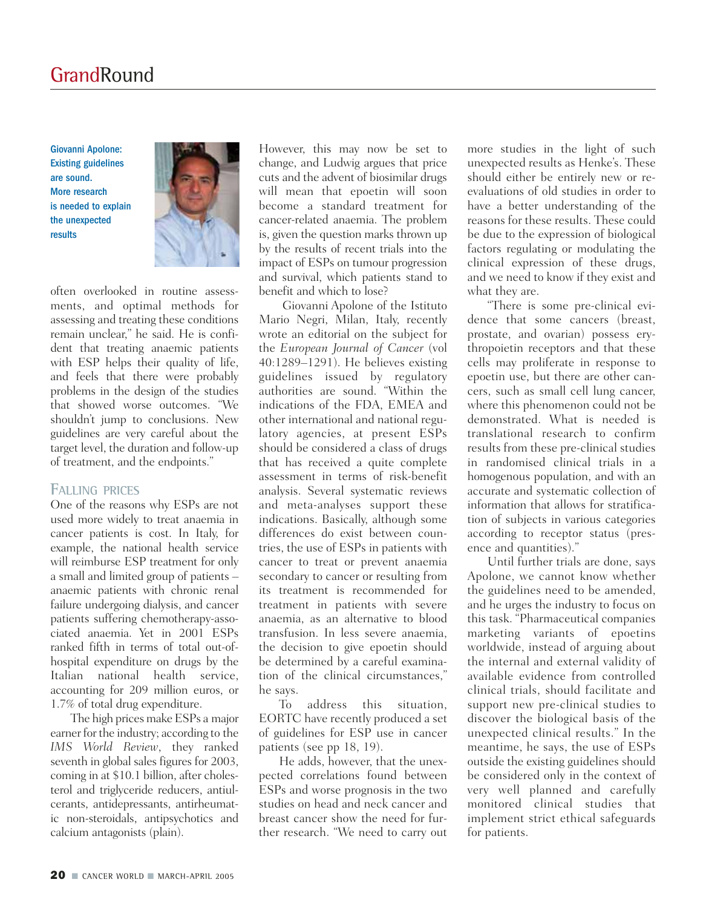**Giovanni Apolone: Existing guidelines are sound. More research is needed to explain the unexpected results**

often overlooked in routine assessments, and optimal methods for assessing and treating these conditions remain unclear," he said. He is confident that treating anaemic patients with ESP helps their quality of life, and feels that there were probably problems in the design of the studies that showed worse outcomes. "We shouldn't jump to conclusions. New guidelines are very careful about the target level, the duration and follow-up of treatment, and the endpoints."

## FALLING PRICES

One of the reasons why ESPs are not used more widely to treat anaemia in cancer patients is cost. In Italy, for example, the national health service will reimburse ESP treatment for only a small and limited group of patients – anaemic patients with chronic renal failure undergoing dialysis, and cancer patients suffering chemotherapy-associated anaemia. Yet in 2001 ESPs ranked fifth in terms of total out-of-hospital expenditure on drugs by the Italian national health service, accounting for 209 million euros, or 1.7% of total drug expenditure.

The high prices make ESPs a major earner for the industry; according to the *IMS World Review*, they ranked seventh in global sales figures for 2003, coming in at $10.1 billion, after cholesterol and triglyceride reducers, antiulcerants, antidepressants, antirheumatic non-steroidals, antipsychotics and calcium antagonists (plain).

However, this may now be set to change, and Ludwig argues that price cuts and the advent of biosimilar drugs will mean that epoetin will soon become a standard treatment for cancer-related anaemia. The problem is, given the question marks thrown up by the results of recent trials into the impact of ESPs on tumour progression and survival, which patients stand to benefit and which to lose?

Giovanni Apolone of the Istituto Mario Negri, Milan, Italy, recently wrote an editorial on the subject for the *European Journal of Cancer* (vol 40:1289–1291). He believes existing guidelines issued by regulatory authorities are sound. "Within the indications of the FDA, EMEA and other international and national regulatory agencies, at present ESPs should be considered a class of drugs that has received a quite complete assessment in terms of risk-benefit analysis. Several systematic reviews and meta-analyses support these indications. Basically, although some differences do exist between countries, the use of ESPs in patients with cancer to treat or prevent anaemia secondary to cancer or resulting from its treatment is recommended for treatment in patients with severe anaemia, as an alternative to blood transfusion. In less severe anaemia, the decision to give epoetin should be determined by a careful examination of the clinical circumstances," he says.

To address this situation, EORTC have recently produced a set of guidelines for ESP use in cancer patients (see pp 18, 19).

He adds, however, that the unexpected correlations found between ESPs and worse prognosis in the two studies on head and neck cancer and breast cancer show the need for further research. "We need to carry out more studies in the light of such unexpected results as Henke's. These should either be entirely new or re-evaluations of old studies in order to have a better understanding of the reasons for these results. These could be due to the expression of biological factors regulating or modulating the clinical expression of these drugs, and we need to know if they exist and what they are.

"There is some pre-clinical evidence that some cancers (breast, prostate, and ovarian) possess erythropoietin receptors and that these cells may proliferate in response to epoetin use, but there are other cancers, such as small cell lung cancer, where this phenomenon could not be demonstrated. What is needed is translational research to confirm results from these pre-clinical studies in randomised clinical trials in a homogenous population, and with an accurate and systematic collection of information that allows for stratification of subjects in various categories according to receptor status (presence and quantities)."

Until further trials are done, says Apolone, we cannot know whether the guidelines need to be amended, and he urges the industry to focus on this task. "Pharmaceutical companies marketing variants of epoetins worldwide, instead of arguing about the internal and external validity of available evidence from controlled clinical trials, should facilitate and support new pre-clinical studies to discover the biological basis of the unexpected clinical results." In the meantime, he says, the use of ESPs outside the existing guidelines should be considered only in the context of very well planned and carefully monitored clinical studies that implement strict ethical safeguards for patients.